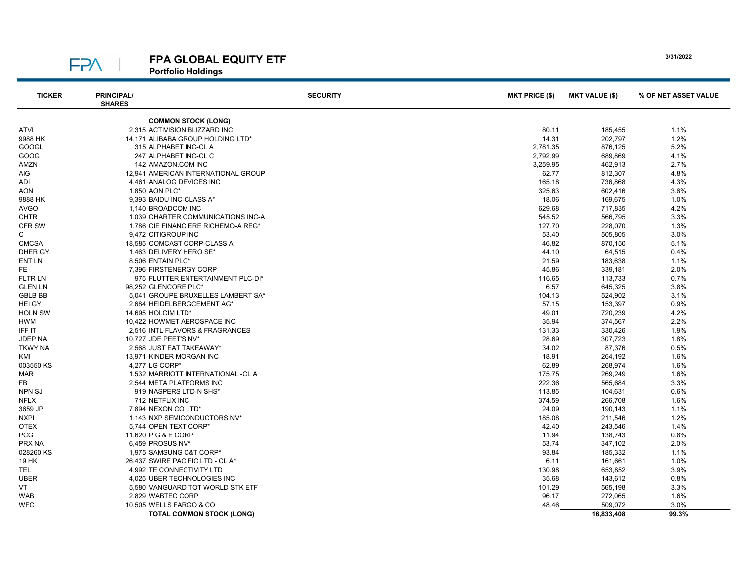# FPA GLOBAL EQUITY ETF

## Portfolio Holdings

3/31/2022

| TICKER | PRINCIPAL/ SHARES | SECURITY | MKT PRICE ($) | MKT VALUE ($) | % OF NET ASSET VALUE |
|---|---|---|---|---|---|
| | | **COMMON STOCK (LONG)** | | | |
| ATVI | 2,315 | ACTIVISION BLIZZARD INC | 80.11 | 185,455 | 1.1% |
| 9988 HK | 14,171 | ALIBABA GROUP HOLDING LTD* | 14.31 | 202,797 | 1.2% |
| GOOGL | 315 | ALPHABET INC-CL A | 2,781.35 | 876,125 | 5.2% |
| GOOG | 247 | ALPHABET INC-CL C | 2,792.99 | 689,869 | 4.1% |
| AMZN | 142 | AMAZON.COM INC | 3,259.95 | 462,913 | 2.7% |
| AIG | 12,941 | AMERICAN INTERNATIONAL GROUP | 62.77 | 812,307 | 4.8% |
| ADI | 4,461 | ANALOG DEVICES INC | 165.18 | 736,868 | 4.3% |
| AON | 1,850 | AON PLC* | 325.63 | 602,416 | 3.6% |
| 9888 HK | 9,393 | BAIDU INC-CLASS A* | 18.06 | 169,675 | 1.0% |
| AVGO | 1,140 | BROADCOM INC | 629.68 | 717,835 | 4.2% |
| CHTR | 1,039 | CHARTER COMMUNICATIONS INC-A | 545.52 | 566,795 | 3.3% |
| CFR SW | 1,786 | CIE FINANCIERE RICHEMO-A REG* | 127.70 | 228,070 | 1.3% |
| C | 9,472 | CITIGROUP INC | 53.40 | 505,805 | 3.0% |
| CMCSA | 18,585 | COMCAST CORP-CLASS A | 46.82 | 870,150 | 5.1% |
| DHER GY | 1,463 | DELIVERY HERO SE* | 44.10 | 64,515 | 0.4% |
| ENT LN | 8,506 | ENTAIN PLC* | 21.59 | 183,638 | 1.1% |
| FE | 7,396 | FIRSTENERGY CORP | 45.86 | 339,181 | 2.0% |
| FLTR LN | 975 | FLUTTER ENTERTAINMENT PLC-DI* | 116.65 | 113,733 | 0.7% |
| GLEN LN | 98,252 | GLENCORE PLC* | 6.57 | 645,325 | 3.8% |
| GBLB BB | 5,041 | GROUPE BRUXELLES LAMBERT SA* | 104.13 | 524,902 | 3.1% |
| HEI GY | 2,684 | HEIDELBERGCEMENT AG* | 57.15 | 153,397 | 0.9% |
| HOLN SW | 14,695 | HOLCIM LTD* | 49.01 | 720,239 | 4.2% |
| HWM | 10,422 | HOWMET AEROSPACE INC | 35.94 | 374,567 | 2.2% |
| IFF IT | 2,516 | INTL FLAVORS & FRAGRANCES | 131.33 | 330,426 | 1.9% |
| JDEP NA | 10,727 | JDE PEET'S NV* | 28.69 | 307,723 | 1.8% |
| TKWY NA | 2,568 | JUST EAT TAKEAWAY* | 34.02 | 87,376 | 0.5% |
| KMI | 13,971 | KINDER MORGAN INC | 18.91 | 264,192 | 1.6% |
| 003550 KS | 4,277 | LG CORP* | 62.89 | 268,974 | 1.6% |
| MAR | 1,532 | MARRIOTT INTERNATIONAL -CL A | 175.75 | 269,249 | 1.6% |
| FB | 2,544 | META PLATFORMS INC | 222.36 | 565,684 | 3.3% |
| NPN SJ | 919 | NASPERS LTD-N SHS* | 113.85 | 104,631 | 0.6% |
| NFLX | 712 | NETFLIX INC | 374.59 | 266,708 | 1.6% |
| 3659 JP | 7,894 | NEXON CO LTD* | 24.09 | 190,143 | 1.1% |
| NXPI | 1,143 | NXP SEMICONDUCTORS NV* | 185.08 | 211,546 | 1.2% |
| OTEX | 5,744 | OPEN TEXT CORP* | 42.40 | 243,546 | 1.4% |
| PCG | 11,620 | P G & E CORP | 11.94 | 138,743 | 0.8% |
| PRX NA | 6,459 | PROSUS NV* | 53.74 | 347,102 | 2.0% |
| 028260 KS | 1,975 | SAMSUNG C&T CORP* | 93.84 | 185,332 | 1.1% |
| 19 HK | 26,437 | SWIRE PACIFIC LTD - CL A* | 6.11 | 161,661 | 1.0% |
| TEL | 4,992 | TE CONNECTIVITY LTD | 130.98 | 653,852 | 3.9% |
| UBER | 4,025 | UBER TECHNOLOGIES INC | 35.68 | 143,612 | 0.8% |
| VT | 5,580 | VANGUARD TOT WORLD STK ETF | 101.29 | 565,198 | 3.3% |
| WAB | 2,829 | WABTEC CORP | 96.17 | 272,065 | 1.6% |
| WFC | 10,505 | WELLS FARGO & CO | 48.46 | 509,072 | 3.0% |
| | | **TOTAL COMMON STOCK (LONG)** | | **16,833,408** | **99.3%** |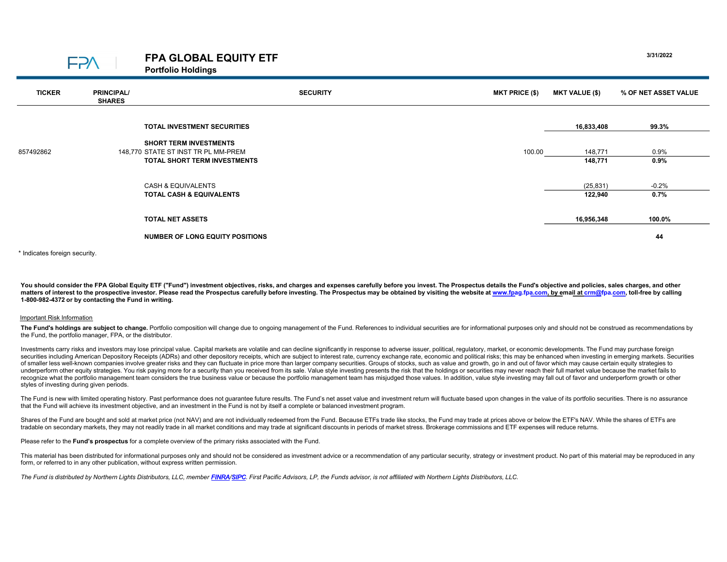| TICKER | PRINCIPAL/ SHARES | SECURITY | MKT PRICE ($) | MKT VALUE ($) | % OF NET ASSET VALUE |
|---|---|---|---|---|---|
| | | **TOTAL INVESTMENT SECURITIES** | | **16,833,408** | **99.3%** |
| | | **SHORT TERM INVESTMENTS** | | | |
| 857492862 | 148,770 | STATE ST INST TR PL MM-PREM | 100.00 | 148,771 | 0.9% |
| | | **TOTAL SHORT TERM INVESTMENTS** | | **148,771** | **0.9%** |
| | | CASH & EQUIVALENTS | | (25,831) | -0.2% |
| | | **TOTAL CASH & EQUIVALENTS** | | **122,940** | **0.7%** |
| | | **TOTAL NET ASSETS** | | **16,956,348** | **100.0%** |
| | | **NUMBER OF LONG EQUITY POSITIONS** | | | **44** |

* Indicates foreign security.

**You should consider the FPA Global Equity ETF ("Fund") investment objectives, risks, and charges and expenses carefully before you invest. The Prospectus details the Fund's objective and policies, sales charges, and other matters of interest to the prospective investor. Please read the Prospectus carefully before investing. The Prospectus may be obtained by visiting the website at www.fpag.fpa.com, by email at crm@fpa.com, toll-free by calling 1-800-982-4372 or by contacting the Fund in writing.**

Important Risk Information

**The Fund's holdings are subject to change.** Portfolio composition will change due to ongoing management of the Fund. References to individual securities are for informational purposes only and should not be construed as recommendations by the Fund, the portfolio manager, FPA, or the distributor.

Investments carry risks and investors may lose principal value. Capital markets are volatile and can decline significantly in response to adverse issuer, political, regulatory, market, or economic developments. The Fund may purchase foreign securities including American Depository Receipts (ADRs) and other depository receipts, which are subject to interest rate, currency exchange rate, economic and political risks; this may be enhanced when investing in emerging markets. Securities of smaller less well-known companies involve greater risks and they can fluctuate in price more than larger company securities. Groups of stocks, such as value and growth, go in and out of favor which may cause certain equity strategies to underperform other equity strategies. You risk paying more for a security than you received from its sale. Value style investing presents the risk that the holdings or securities may never reach their full market value because the market fails to recognize what the portfolio management team considers the true business value or because the portfolio management team has misjudged those values. In addition, value style investing may fall out of favor and underperform growth or other styles of investing during given periods.

The Fund is new with limited operating history. Past performance does not guarantee future results. The Fund's net asset value and investment return will fluctuate based upon changes in the value of its portfolio securities. There is no assurance that the Fund will achieve its investment objective, and an investment in the Fund is not by itself a complete or balanced investment program.

Shares of the Fund are bought and sold at market price (not NAV) and are not individually redeemed from the Fund. Because ETFs trade like stocks, the Fund may trade at prices above or below the ETF's NAV. While the shares of ETFs are tradable on secondary markets, they may not readily trade in all market conditions and may trade at significant discounts in periods of market stress. Brokerage commissions and ETF expenses will reduce returns.

Please refer to the **Fund's prospectus** for a complete overview of the primary risks associated with the Fund.

This material has been distributed for informational purposes only and should not be considered as investment advice or a recommendation of any particular security, strategy or investment product. No part of this material may be reproduced in any form, or referred to in any other publication, without express written permission.

*The Fund is distributed by Northern Lights Distributors, LLC, member **FINRA**/**SIPC**. First Pacific Advisors, LP, the Funds advisor, is not affiliated with Northern Lights Distributors, LLC.*